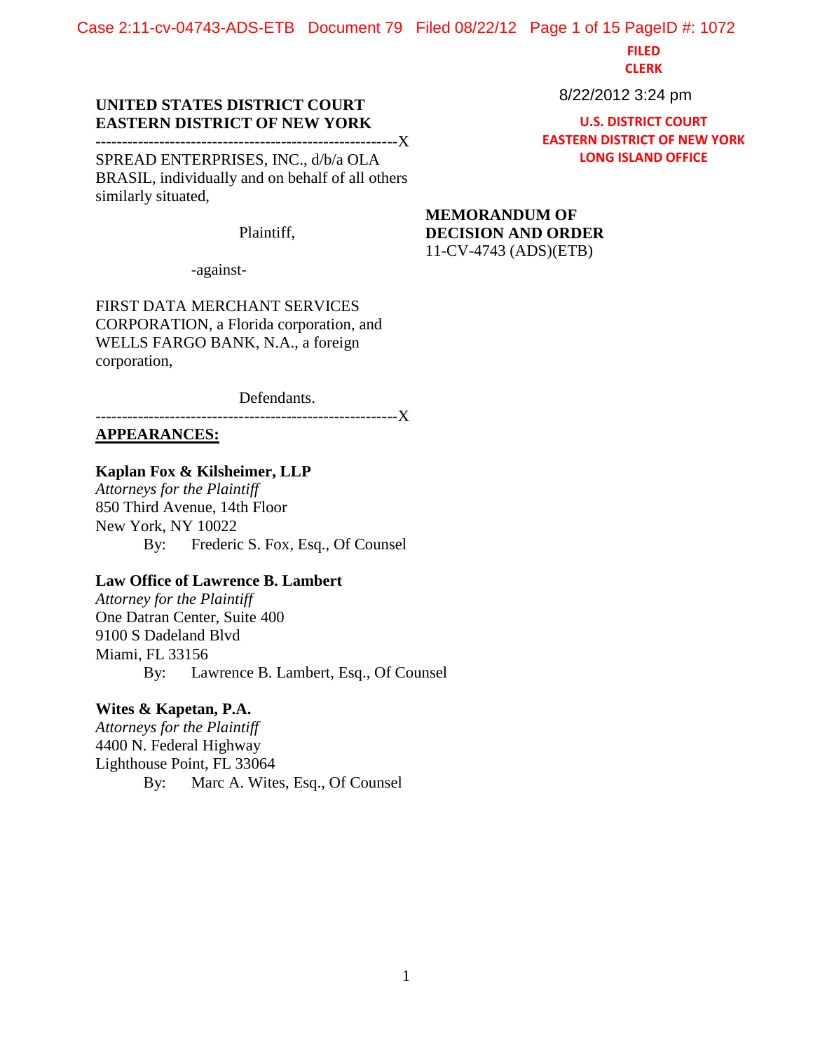FILED
CLERK

8/22/2012 3:24 pm

U.S. DISTRICT COURT
EASTERN DISTRICT OF NEW YORK
LONG ISLAND OFFICE

**UNITED STATES DISTRICT COURT**
**EASTERN DISTRICT OF NEW YORK**

---------------------------------------------------------X

SPREAD ENTERPRISES, INC., d/b/a OLA BRASIL, individually and on behalf of all others similarly situated,

Plaintiff,

-against-

FIRST DATA MERCHANT SERVICES CORPORATION, a Florida corporation, and WELLS FARGO BANK, N.A., a foreign corporation,

Defendants.

---------------------------------------------------------X

**MEMORANDUM OF DECISION AND ORDER**
11-CV-4743 (ADS)(ETB)

**APPEARANCES:**

**Kaplan Fox & Kilsheimer, LLP**
*Attorneys for the Plaintiff*
850 Third Avenue, 14th Floor
New York, NY 10022
By: Frederic S. Fox, Esq., Of Counsel

**Law Office of Lawrence B. Lambert**
*Attorney for the Plaintiff*
One Datran Center, Suite 400
9100 S Dadeland Blvd
Miami, FL 33156
By: Lawrence B. Lambert, Esq., Of Counsel

**Wites & Kapetan, P.A.**
*Attorneys for the Plaintiff*
4400 N. Federal Highway
Lighthouse Point, FL 33064
By: Marc A. Wites, Esq., Of Counsel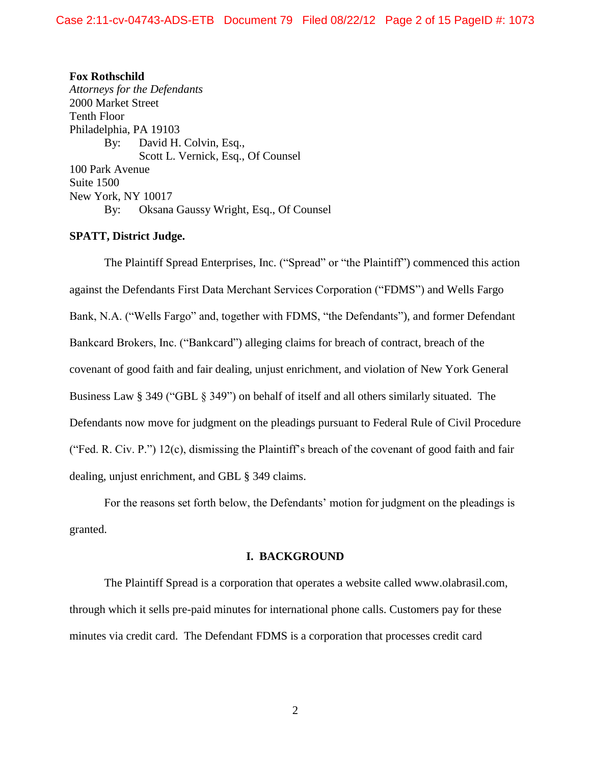**Fox Rothschild**
*Attorneys for the Defendants*
2000 Market Street
Tenth Floor
Philadelphia, PA 19103
By: David H. Colvin, Esq.,
Scott L. Vernick, Esq., Of Counsel
100 Park Avenue
Suite 1500
New York, NY 10017
By: Oksana Gaussy Wright, Esq., Of Counsel

**SPATT, District Judge.**

The Plaintiff Spread Enterprises, Inc. ("Spread" or "the Plaintiff") commenced this action against the Defendants First Data Merchant Services Corporation ("FDMS") and Wells Fargo Bank, N.A. ("Wells Fargo" and, together with FDMS, "the Defendants"), and former Defendant Bankcard Brokers, Inc. ("Bankcard") alleging claims for breach of contract, breach of the covenant of good faith and fair dealing, unjust enrichment, and violation of New York General Business Law § 349 ("GBL § 349") on behalf of itself and all others similarly situated. The Defendants now move for judgment on the pleadings pursuant to Federal Rule of Civil Procedure ("Fed. R. Civ. P.") 12(c), dismissing the Plaintiff's breach of the covenant of good faith and fair dealing, unjust enrichment, and GBL § 349 claims.

For the reasons set forth below, the Defendants' motion for judgment on the pleadings is granted.

## I. BACKGROUND

The Plaintiff Spread is a corporation that operates a website called www.olabrasil.com, through which it sells pre-paid minutes for international phone calls. Customers pay for these minutes via credit card. The Defendant FDMS is a corporation that processes credit card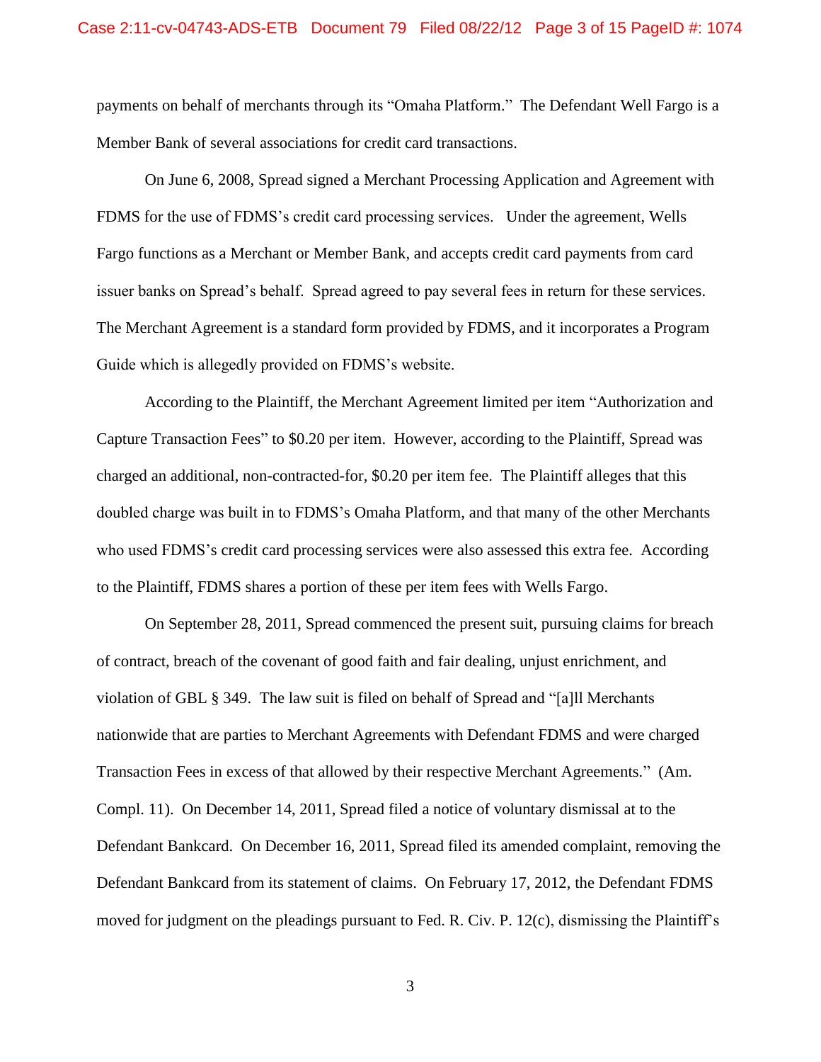payments on behalf of merchants through its "Omaha Platform." The Defendant Well Fargo is a Member Bank of several associations for credit card transactions.

On June 6, 2008, Spread signed a Merchant Processing Application and Agreement with FDMS for the use of FDMS's credit card processing services. Under the agreement, Wells Fargo functions as a Merchant or Member Bank, and accepts credit card payments from card issuer banks on Spread's behalf. Spread agreed to pay several fees in return for these services. The Merchant Agreement is a standard form provided by FDMS, and it incorporates a Program Guide which is allegedly provided on FDMS's website.

According to the Plaintiff, the Merchant Agreement limited per item "Authorization and Capture Transaction Fees" to $0.20 per item. However, according to the Plaintiff, Spread was charged an additional, non-contracted-for, $0.20 per item fee. The Plaintiff alleges that this doubled charge was built in to FDMS's Omaha Platform, and that many of the other Merchants who used FDMS's credit card processing services were also assessed this extra fee. According to the Plaintiff, FDMS shares a portion of these per item fees with Wells Fargo.

On September 28, 2011, Spread commenced the present suit, pursuing claims for breach of contract, breach of the covenant of good faith and fair dealing, unjust enrichment, and violation of GBL § 349. The law suit is filed on behalf of Spread and "[a]ll Merchants nationwide that are parties to Merchant Agreements with Defendant FDMS and were charged Transaction Fees in excess of that allowed by their respective Merchant Agreements." (Am. Compl. 11). On December 14, 2011, Spread filed a notice of voluntary dismissal at to the Defendant Bankcard. On December 16, 2011, Spread filed its amended complaint, removing the Defendant Bankcard from its statement of claims. On February 17, 2012, the Defendant FDMS moved for judgment on the pleadings pursuant to Fed. R. Civ. P. 12(c), dismissing the Plaintiff's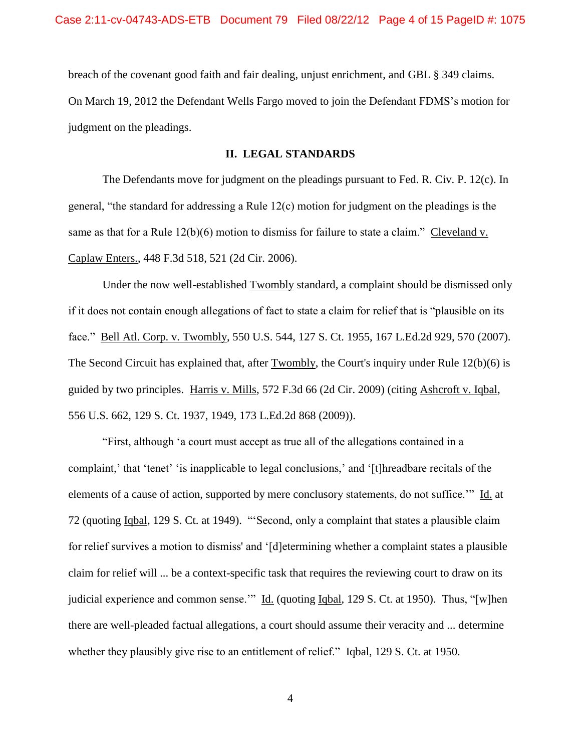breach of the covenant good faith and fair dealing, unjust enrichment, and GBL § 349 claims. On March 19, 2012 the Defendant Wells Fargo moved to join the Defendant FDMS's motion for judgment on the pleadings.

## II. LEGAL STANDARDS

The Defendants move for judgment on the pleadings pursuant to Fed. R. Civ. P. 12(c). In general, "the standard for addressing a Rule 12(c) motion for judgment on the pleadings is the same as that for a Rule 12(b)(6) motion to dismiss for failure to state a claim." Cleveland v. Caplaw Enters., 448 F.3d 518, 521 (2d Cir. 2006).

Under the now well-established Twombly standard, a complaint should be dismissed only if it does not contain enough allegations of fact to state a claim for relief that is "plausible on its face." Bell Atl. Corp. v. Twombly, 550 U.S. 544, 127 S. Ct. 1955, 167 L.Ed.2d 929, 570 (2007). The Second Circuit has explained that, after Twombly, the Court's inquiry under Rule 12(b)(6) is guided by two principles. Harris v. Mills, 572 F.3d 66 (2d Cir. 2009) (citing Ashcroft v. Iqbal, 556 U.S. 662, 129 S. Ct. 1937, 1949, 173 L.Ed.2d 868 (2009)).

"First, although 'a court must accept as true all of the allegations contained in a complaint,' that 'tenet' 'is inapplicable to legal conclusions,' and '[t]hreadbare recitals of the elements of a cause of action, supported by mere conclusory statements, do not suffice.'" Id. at 72 (quoting Iqbal, 129 S. Ct. at 1949). "'Second, only a complaint that states a plausible claim for relief survives a motion to dismiss' and '[d]etermining whether a complaint states a plausible claim for relief will ... be a context-specific task that requires the reviewing court to draw on its judicial experience and common sense.'" Id. (quoting Iqbal, 129 S. Ct. at 1950). Thus, "[w]hen there are well-pleaded factual allegations, a court should assume their veracity and ... determine whether they plausibly give rise to an entitlement of relief." Iqbal, 129 S. Ct. at 1950.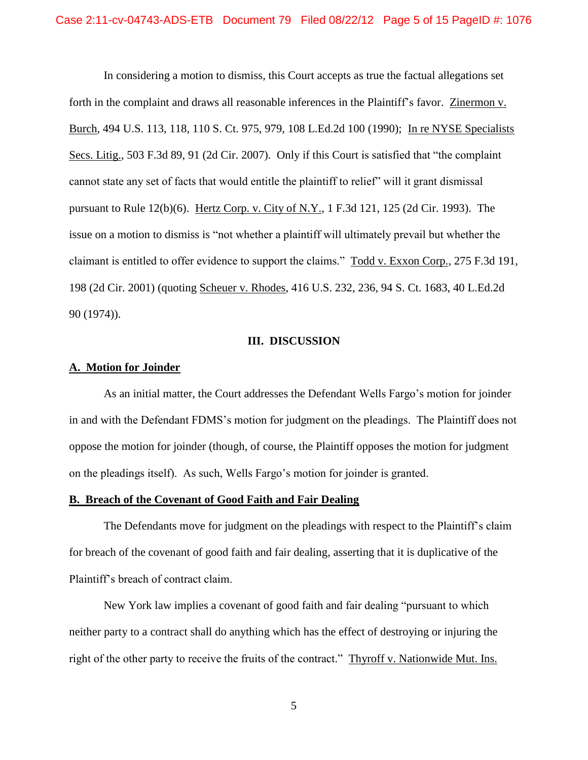In considering a motion to dismiss, this Court accepts as true the factual allegations set forth in the complaint and draws all reasonable inferences in the Plaintiff's favor. Zinermon v. Burch, 494 U.S. 113, 118, 110 S. Ct. 975, 979, 108 L.Ed.2d 100 (1990); In re NYSE Specialists Secs. Litig., 503 F.3d 89, 91 (2d Cir. 2007). Only if this Court is satisfied that "the complaint cannot state any set of facts that would entitle the plaintiff to relief" will it grant dismissal pursuant to Rule 12(b)(6). Hertz Corp. v. City of N.Y., 1 F.3d 121, 125 (2d Cir. 1993). The issue on a motion to dismiss is "not whether a plaintiff will ultimately prevail but whether the claimant is entitled to offer evidence to support the claims." Todd v. Exxon Corp., 275 F.3d 191, 198 (2d Cir. 2001) (quoting Scheuer v. Rhodes, 416 U.S. 232, 236, 94 S. Ct. 1683, 40 L.Ed.2d 90 (1974)).

## III. DISCUSSION

### A. Motion for Joinder

As an initial matter, the Court addresses the Defendant Wells Fargo's motion for joinder in and with the Defendant FDMS's motion for judgment on the pleadings. The Plaintiff does not oppose the motion for joinder (though, of course, the Plaintiff opposes the motion for judgment on the pleadings itself). As such, Wells Fargo's motion for joinder is granted.

### B. Breach of the Covenant of Good Faith and Fair Dealing

The Defendants move for judgment on the pleadings with respect to the Plaintiff's claim for breach of the covenant of good faith and fair dealing, asserting that it is duplicative of the Plaintiff's breach of contract claim.

New York law implies a covenant of good faith and fair dealing "pursuant to which neither party to a contract shall do anything which has the effect of destroying or injuring the right of the other party to receive the fruits of the contract." Thyroff v. Nationwide Mut. Ins.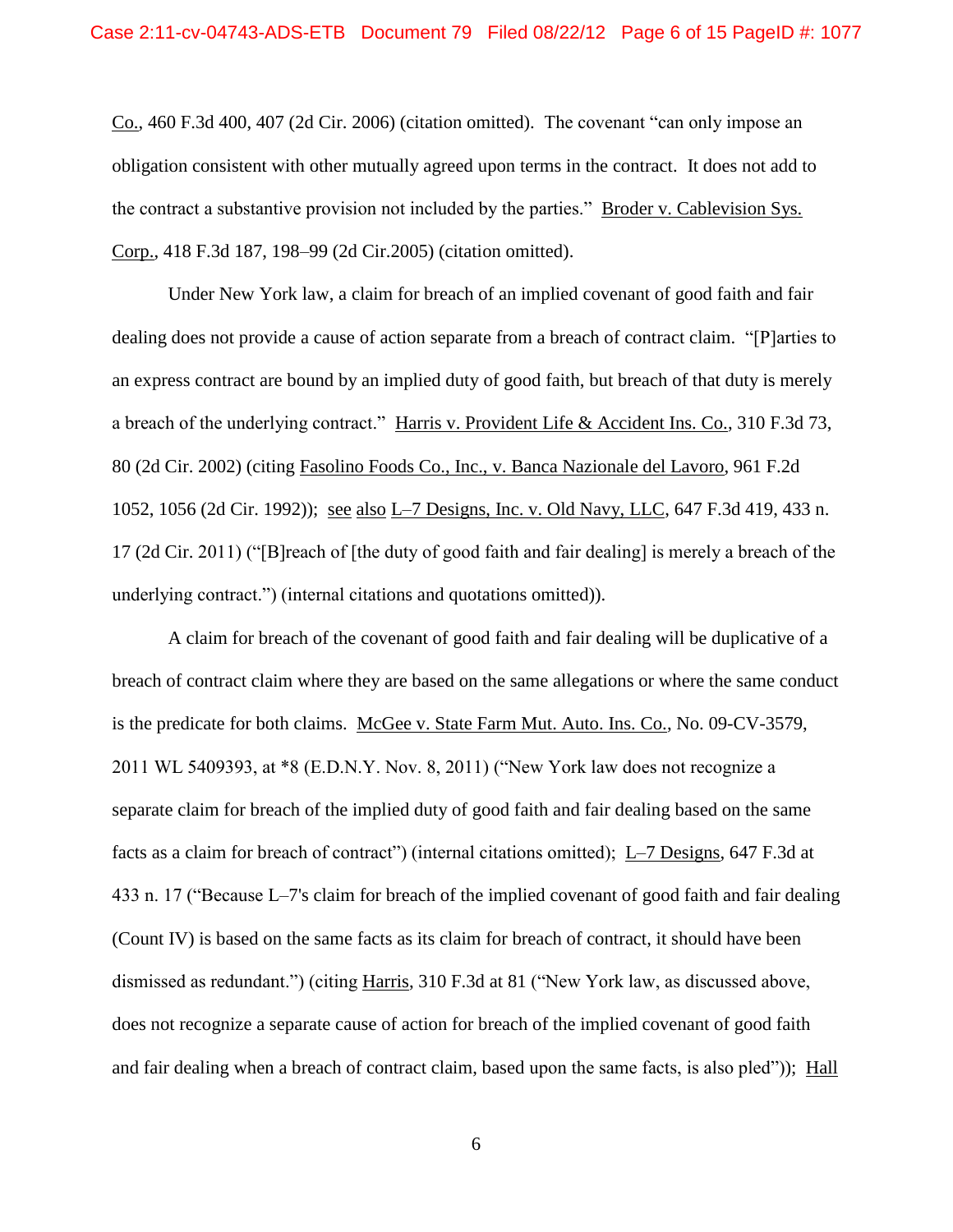Co., 460 F.3d 400, 407 (2d Cir. 2006) (citation omitted). The covenant "can only impose an obligation consistent with other mutually agreed upon terms in the contract. It does not add to the contract a substantive provision not included by the parties." Broder v. Cablevision Sys. Corp., 418 F.3d 187, 198–99 (2d Cir.2005) (citation omitted).

Under New York law, a claim for breach of an implied covenant of good faith and fair dealing does not provide a cause of action separate from a breach of contract claim. "[P]arties to an express contract are bound by an implied duty of good faith, but breach of that duty is merely a breach of the underlying contract." Harris v. Provident Life & Accident Ins. Co., 310 F.3d 73, 80 (2d Cir. 2002) (citing Fasolino Foods Co., Inc., v. Banca Nazionale del Lavoro, 961 F.2d 1052, 1056 (2d Cir. 1992)); see also L–7 Designs, Inc. v. Old Navy, LLC, 647 F.3d 419, 433 n. 17 (2d Cir. 2011) ("[B]reach of [the duty of good faith and fair dealing] is merely a breach of the underlying contract.") (internal citations and quotations omitted)).

A claim for breach of the covenant of good faith and fair dealing will be duplicative of a breach of contract claim where they are based on the same allegations or where the same conduct is the predicate for both claims. McGee v. State Farm Mut. Auto. Ins. Co., No. 09-CV-3579, 2011 WL 5409393, at *8 (E.D.N.Y. Nov. 8, 2011) ("New York law does not recognize a separate claim for breach of the implied duty of good faith and fair dealing based on the same facts as a claim for breach of contract") (internal citations omitted); L–7 Designs, 647 F.3d at 433 n. 17 ("Because L–7's claim for breach of the implied covenant of good faith and fair dealing (Count IV) is based on the same facts as its claim for breach of contract, it should have been dismissed as redundant.") (citing Harris, 310 F.3d at 81 ("New York law, as discussed above, does not recognize a separate cause of action for breach of the implied covenant of good faith and fair dealing when a breach of contract claim, based upon the same facts, is also pled")); Hall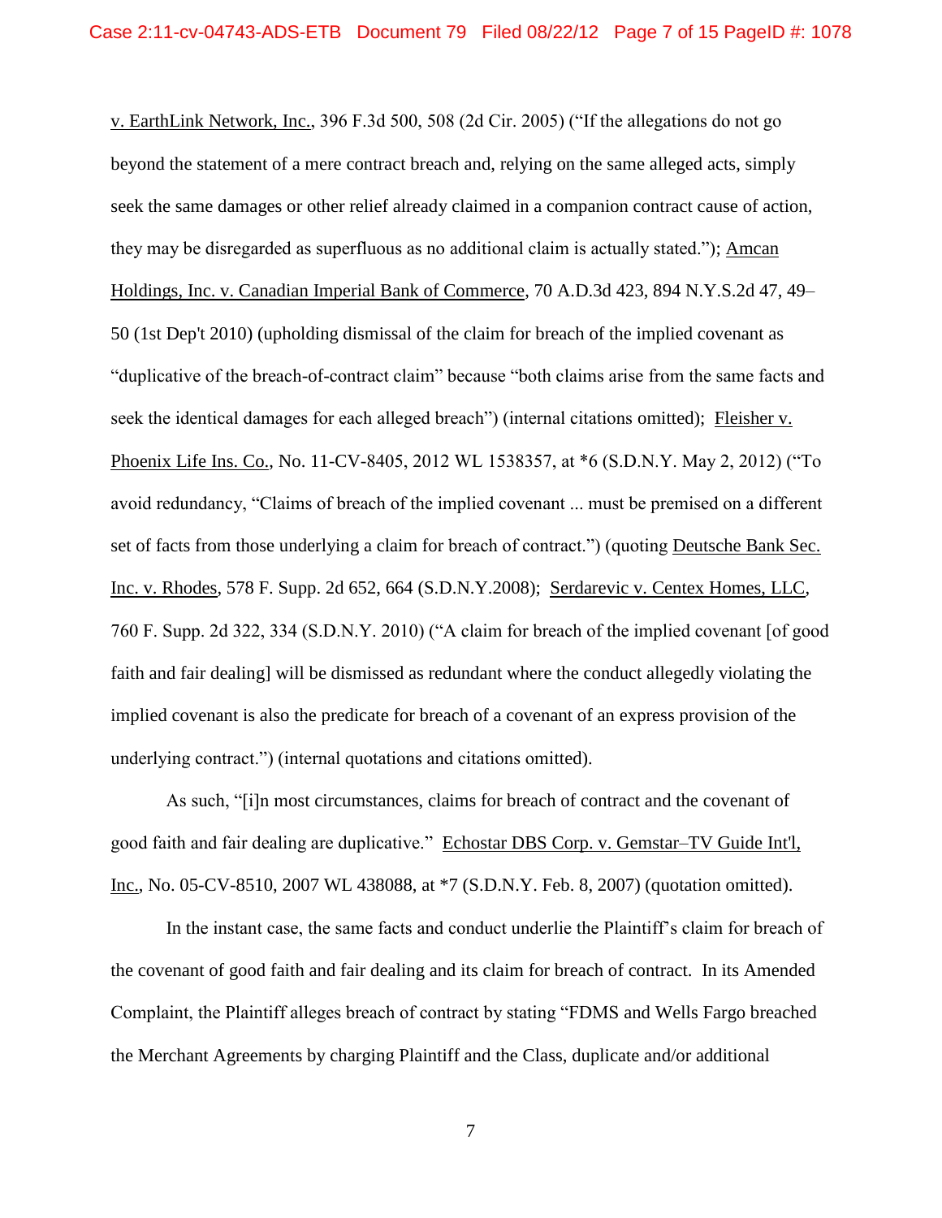v. EarthLink Network, Inc., 396 F.3d 500, 508 (2d Cir. 2005) ("If the allegations do not go beyond the statement of a mere contract breach and, relying on the same alleged acts, simply seek the same damages or other relief already claimed in a companion contract cause of action, they may be disregarded as superfluous as no additional claim is actually stated."); Amcan Holdings, Inc. v. Canadian Imperial Bank of Commerce, 70 A.D.3d 423, 894 N.Y.S.2d 47, 49–50 (1st Dep't 2010) (upholding dismissal of the claim for breach of the implied covenant as "duplicative of the breach-of-contract claim" because "both claims arise from the same facts and seek the identical damages for each alleged breach") (internal citations omitted); Fleisher v. Phoenix Life Ins. Co., No. 11-CV-8405, 2012 WL 1538357, at *6 (S.D.N.Y. May 2, 2012) ("To avoid redundancy, "Claims of breach of the implied covenant ... must be premised on a different set of facts from those underlying a claim for breach of contract.") (quoting Deutsche Bank Sec. Inc. v. Rhodes, 578 F. Supp. 2d 652, 664 (S.D.N.Y.2008); Serdarevic v. Centex Homes, LLC, 760 F. Supp. 2d 322, 334 (S.D.N.Y. 2010) ("A claim for breach of the implied covenant [of good faith and fair dealing] will be dismissed as redundant where the conduct allegedly violating the implied covenant is also the predicate for breach of a covenant of an express provision of the underlying contract.") (internal quotations and citations omitted).

As such, "[i]n most circumstances, claims for breach of contract and the covenant of good faith and fair dealing are duplicative." Echostar DBS Corp. v. Gemstar–TV Guide Int'l, Inc., No. 05-CV-8510, 2007 WL 438088, at *7 (S.D.N.Y. Feb. 8, 2007) (quotation omitted).

In the instant case, the same facts and conduct underlie the Plaintiff's claim for breach of the covenant of good faith and fair dealing and its claim for breach of contract. In its Amended Complaint, the Plaintiff alleges breach of contract by stating "FDMS and Wells Fargo breached the Merchant Agreements by charging Plaintiff and the Class, duplicate and/or additional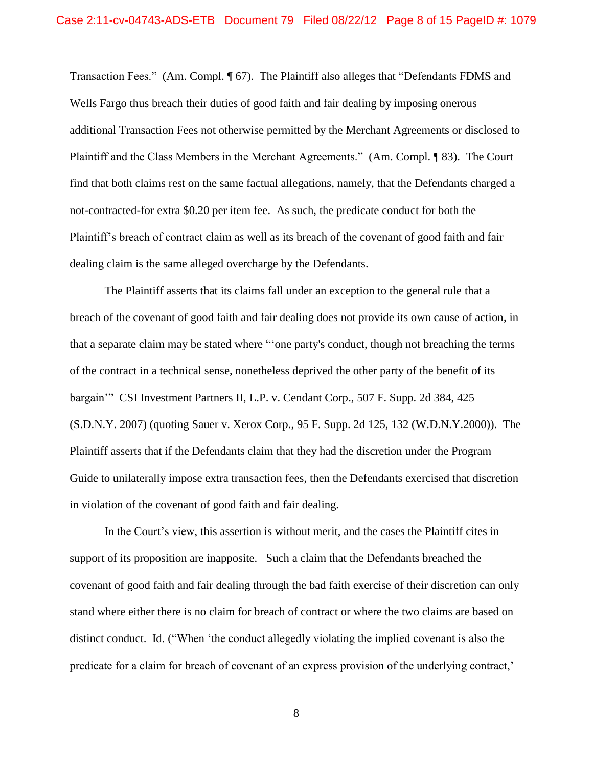Transaction Fees." (Am. Compl. ¶ 67). The Plaintiff also alleges that "Defendants FDMS and Wells Fargo thus breach their duties of good faith and fair dealing by imposing onerous additional Transaction Fees not otherwise permitted by the Merchant Agreements or disclosed to Plaintiff and the Class Members in the Merchant Agreements." (Am. Compl. ¶ 83). The Court find that both claims rest on the same factual allegations, namely, that the Defendants charged a not-contracted-for extra $0.20 per item fee. As such, the predicate conduct for both the Plaintiff's breach of contract claim as well as its breach of the covenant of good faith and fair dealing claim is the same alleged overcharge by the Defendants.

The Plaintiff asserts that its claims fall under an exception to the general rule that a breach of the covenant of good faith and fair dealing does not provide its own cause of action, in that a separate claim may be stated where "'one party's conduct, though not breaching the terms of the contract in a technical sense, nonetheless deprived the other party of the benefit of its bargain'" CSI Investment Partners II, L.P. v. Cendant Corp., 507 F. Supp. 2d 384, 425 (S.D.N.Y. 2007) (quoting Sauer v. Xerox Corp., 95 F. Supp. 2d 125, 132 (W.D.N.Y.2000)). The Plaintiff asserts that if the Defendants claim that they had the discretion under the Program Guide to unilaterally impose extra transaction fees, then the Defendants exercised that discretion in violation of the covenant of good faith and fair dealing.

In the Court's view, this assertion is without merit, and the cases the Plaintiff cites in support of its proposition are inapposite. Such a claim that the Defendants breached the covenant of good faith and fair dealing through the bad faith exercise of their discretion can only stand where either there is no claim for breach of contract or where the two claims are based on distinct conduct. Id. ("When 'the conduct allegedly violating the implied covenant is also the predicate for a claim for breach of covenant of an express provision of the underlying contract,'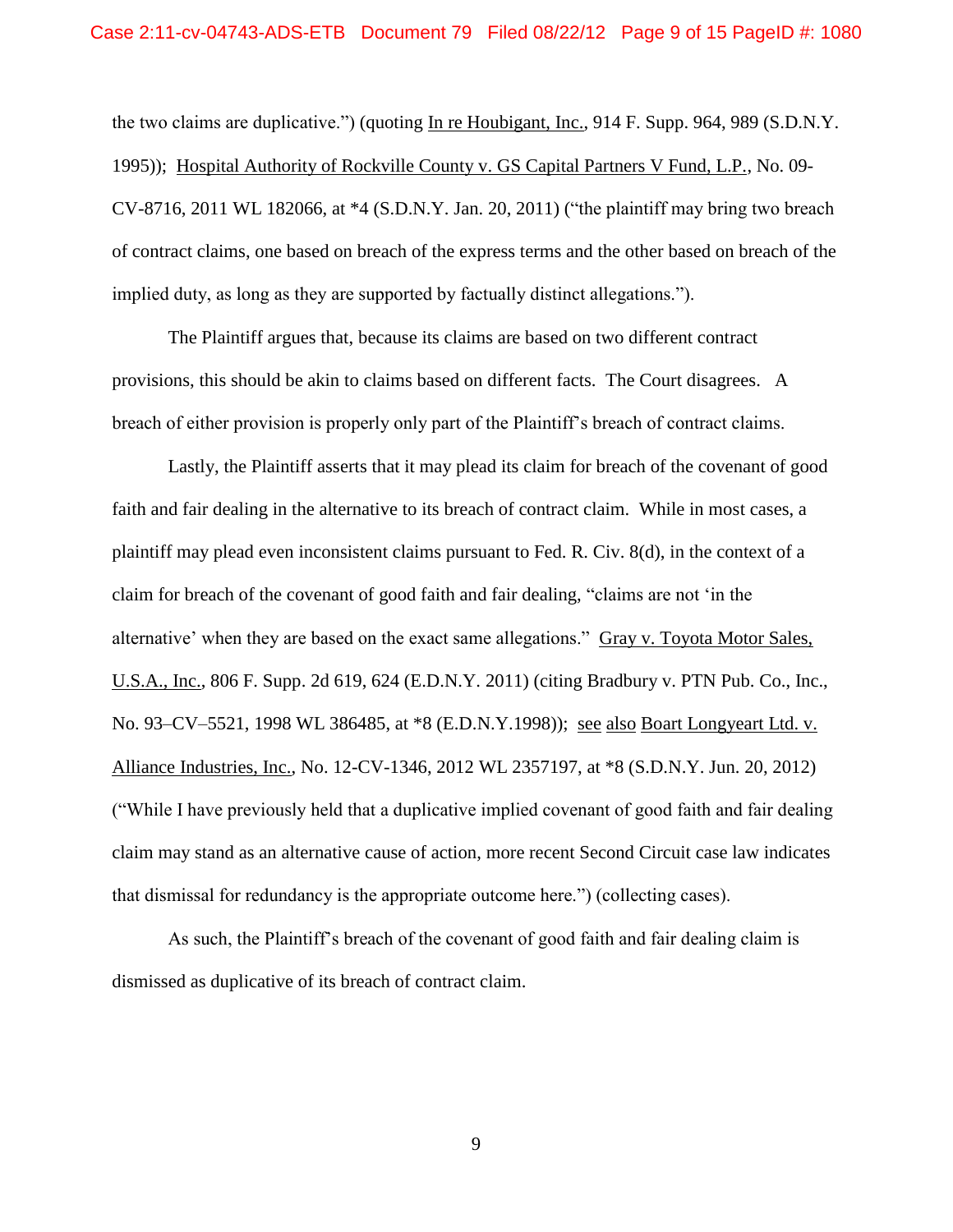the two claims are duplicative.") (quoting In re Houbigant, Inc., 914 F. Supp. 964, 989 (S.D.N.Y. 1995)); Hospital Authority of Rockville County v. GS Capital Partners V Fund, L.P., No. 09-CV-8716, 2011 WL 182066, at *4 (S.D.N.Y. Jan. 20, 2011) ("the plaintiff may bring two breach of contract claims, one based on breach of the express terms and the other based on breach of the implied duty, as long as they are supported by factually distinct allegations.").

The Plaintiff argues that, because its claims are based on two different contract provisions, this should be akin to claims based on different facts. The Court disagrees. A breach of either provision is properly only part of the Plaintiff's breach of contract claims.

Lastly, the Plaintiff asserts that it may plead its claim for breach of the covenant of good faith and fair dealing in the alternative to its breach of contract claim. While in most cases, a plaintiff may plead even inconsistent claims pursuant to Fed. R. Civ. 8(d), in the context of a claim for breach of the covenant of good faith and fair dealing, "claims are not 'in the alternative' when they are based on the exact same allegations." Gray v. Toyota Motor Sales, U.S.A., Inc., 806 F. Supp. 2d 619, 624 (E.D.N.Y. 2011) (citing Bradbury v. PTN Pub. Co., Inc., No. 93–CV–5521, 1998 WL 386485, at *8 (E.D.N.Y.1998)); see also Boart Longyeart Ltd. v. Alliance Industries, Inc., No. 12-CV-1346, 2012 WL 2357197, at *8 (S.D.N.Y. Jun. 20, 2012) ("While I have previously held that a duplicative implied covenant of good faith and fair dealing claim may stand as an alternative cause of action, more recent Second Circuit case law indicates that dismissal for redundancy is the appropriate outcome here.") (collecting cases).

As such, the Plaintiff's breach of the covenant of good faith and fair dealing claim is dismissed as duplicative of its breach of contract claim.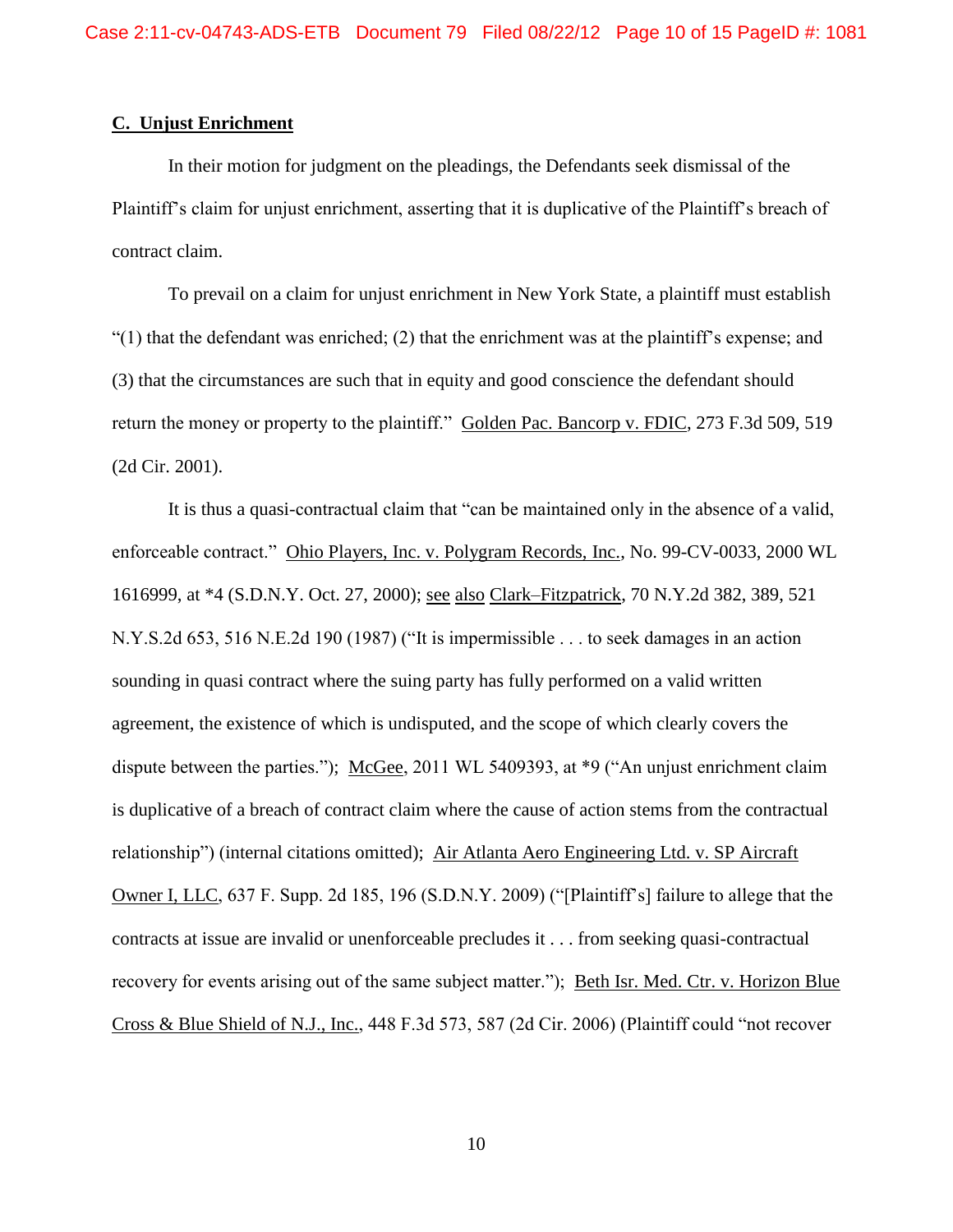**C. Unjust Enrichment**

In their motion for judgment on the pleadings, the Defendants seek dismissal of the Plaintiff's claim for unjust enrichment, asserting that it is duplicative of the Plaintiff's breach of contract claim.

To prevail on a claim for unjust enrichment in New York State, a plaintiff must establish "(1) that the defendant was enriched; (2) that the enrichment was at the plaintiff's expense; and (3) that the circumstances are such that in equity and good conscience the defendant should return the money or property to the plaintiff." Golden Pac. Bancorp v. FDIC, 273 F.3d 509, 519 (2d Cir. 2001).

It is thus a quasi-contractual claim that "can be maintained only in the absence of a valid, enforceable contract." Ohio Players, Inc. v. Polygram Records, Inc., No. 99-CV-0033, 2000 WL 1616999, at *4 (S.D.N.Y. Oct. 27, 2000); see also Clark–Fitzpatrick, 70 N.Y.2d 382, 389, 521 N.Y.S.2d 653, 516 N.E.2d 190 (1987) ("It is impermissible . . . to seek damages in an action sounding in quasi contract where the suing party has fully performed on a valid written agreement, the existence of which is undisputed, and the scope of which clearly covers the dispute between the parties."); McGee, 2011 WL 5409393, at *9 ("An unjust enrichment claim is duplicative of a breach of contract claim where the cause of action stems from the contractual relationship") (internal citations omitted); Air Atlanta Aero Engineering Ltd. v. SP Aircraft Owner I, LLC, 637 F. Supp. 2d 185, 196 (S.D.N.Y. 2009) ("[Plaintiff's] failure to allege that the contracts at issue are invalid or unenforceable precludes it . . . from seeking quasi-contractual recovery for events arising out of the same subject matter."); Beth Isr. Med. Ctr. v. Horizon Blue Cross & Blue Shield of N.J., Inc., 448 F.3d 573, 587 (2d Cir. 2006) (Plaintiff could "not recover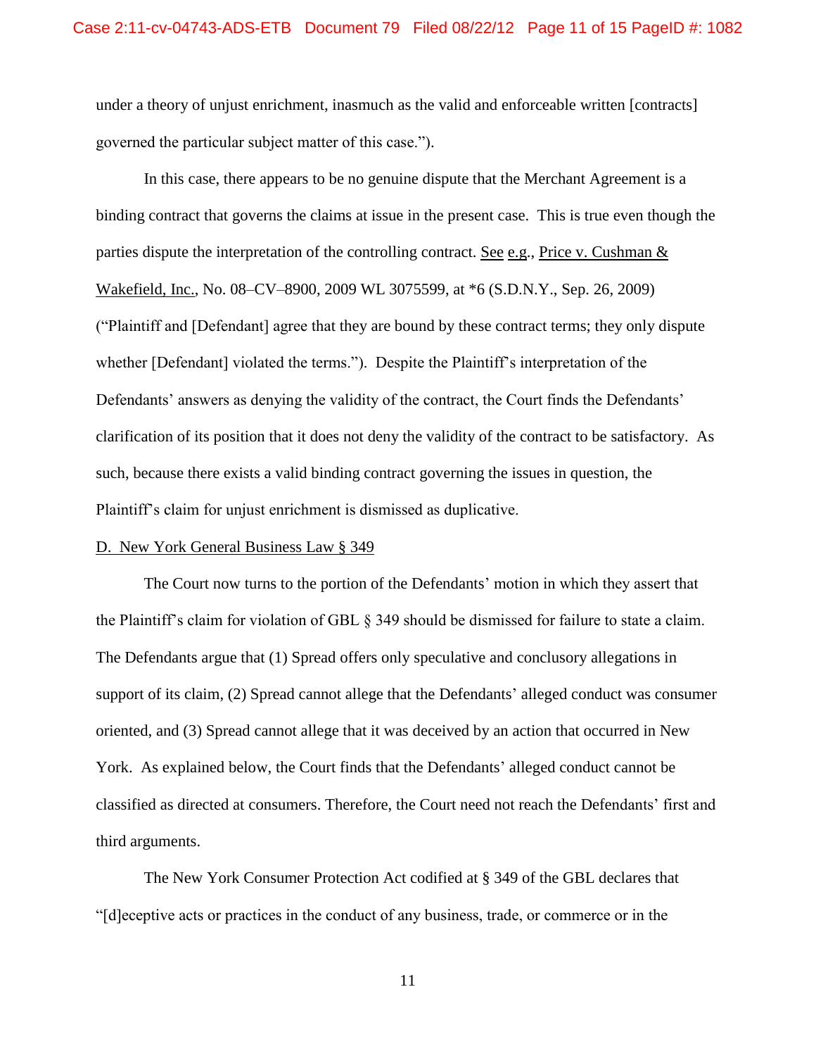under a theory of unjust enrichment, inasmuch as the valid and enforceable written [contracts] governed the particular subject matter of this case.").

In this case, there appears to be no genuine dispute that the Merchant Agreement is a binding contract that governs the claims at issue in the present case. This is true even though the parties dispute the interpretation of the controlling contract. See e.g., Price v. Cushman & Wakefield, Inc., No. 08–CV–8900, 2009 WL 3075599, at *6 (S.D.N.Y., Sep. 26, 2009) ("Plaintiff and [Defendant] agree that they are bound by these contract terms; they only dispute whether [Defendant] violated the terms."). Despite the Plaintiff's interpretation of the Defendants' answers as denying the validity of the contract, the Court finds the Defendants' clarification of its position that it does not deny the validity of the contract to be satisfactory. As such, because there exists a valid binding contract governing the issues in question, the Plaintiff's claim for unjust enrichment is dismissed as duplicative.

## D. New York General Business Law § 349

The Court now turns to the portion of the Defendants' motion in which they assert that the Plaintiff's claim for violation of GBL § 349 should be dismissed for failure to state a claim. The Defendants argue that (1) Spread offers only speculative and conclusory allegations in support of its claim, (2) Spread cannot allege that the Defendants' alleged conduct was consumer oriented, and (3) Spread cannot allege that it was deceived by an action that occurred in New York. As explained below, the Court finds that the Defendants' alleged conduct cannot be classified as directed at consumers. Therefore, the Court need not reach the Defendants' first and third arguments.

The New York Consumer Protection Act codified at § 349 of the GBL declares that "[d]eceptive acts or practices in the conduct of any business, trade, or commerce or in the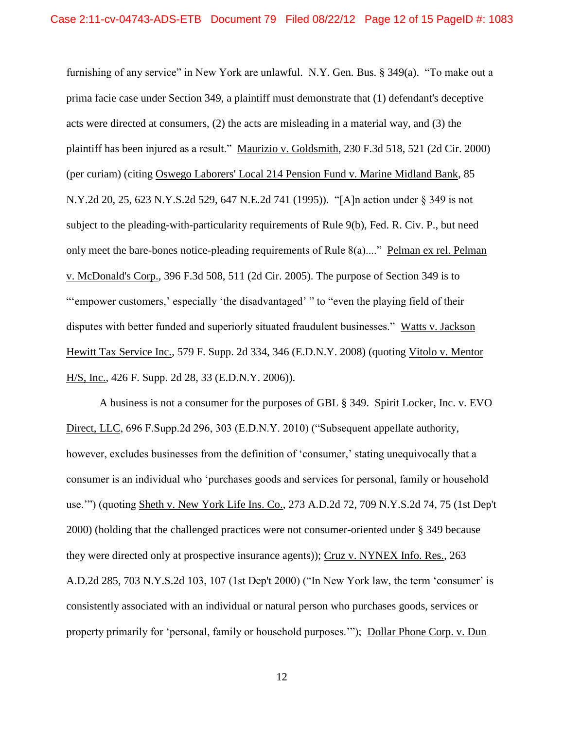furnishing of any service" in New York are unlawful. N.Y. Gen. Bus. § 349(a). "To make out a prima facie case under Section 349, a plaintiff must demonstrate that (1) defendant's deceptive acts were directed at consumers, (2) the acts are misleading in a material way, and (3) the plaintiff has been injured as a result." Maurizio v. Goldsmith, 230 F.3d 518, 521 (2d Cir. 2000) (per curiam) (citing Oswego Laborers' Local 214 Pension Fund v. Marine Midland Bank, 85 N.Y.2d 20, 25, 623 N.Y.S.2d 529, 647 N.E.2d 741 (1995)). "[A]n action under § 349 is not subject to the pleading-with-particularity requirements of Rule 9(b), Fed. R. Civ. P., but need only meet the bare-bones notice-pleading requirements of Rule 8(a)...." Pelman ex rel. Pelman v. McDonald's Corp., 396 F.3d 508, 511 (2d Cir. 2005). The purpose of Section 349 is to "'empower customers,' especially 'the disadvantaged' " to "even the playing field of their disputes with better funded and superiorly situated fraudulent businesses." Watts v. Jackson Hewitt Tax Service Inc., 579 F. Supp. 2d 334, 346 (E.D.N.Y. 2008) (quoting Vitolo v. Mentor H/S, Inc., 426 F. Supp. 2d 28, 33 (E.D.N.Y. 2006)).

A business is not a consumer for the purposes of GBL § 349. Spirit Locker, Inc. v. EVO Direct, LLC, 696 F.Supp.2d 296, 303 (E.D.N.Y. 2010) ("Subsequent appellate authority, however, excludes businesses from the definition of 'consumer,' stating unequivocally that a consumer is an individual who 'purchases goods and services for personal, family or household use.'") (quoting Sheth v. New York Life Ins. Co., 273 A.D.2d 72, 709 N.Y.S.2d 74, 75 (1st Dep't 2000) (holding that the challenged practices were not consumer-oriented under § 349 because they were directed only at prospective insurance agents)); Cruz v. NYNEX Info. Res., 263 A.D.2d 285, 703 N.Y.S.2d 103, 107 (1st Dep't 2000) ("In New York law, the term 'consumer' is consistently associated with an individual or natural person who purchases goods, services or property primarily for 'personal, family or household purposes.'"); Dollar Phone Corp. v. Dun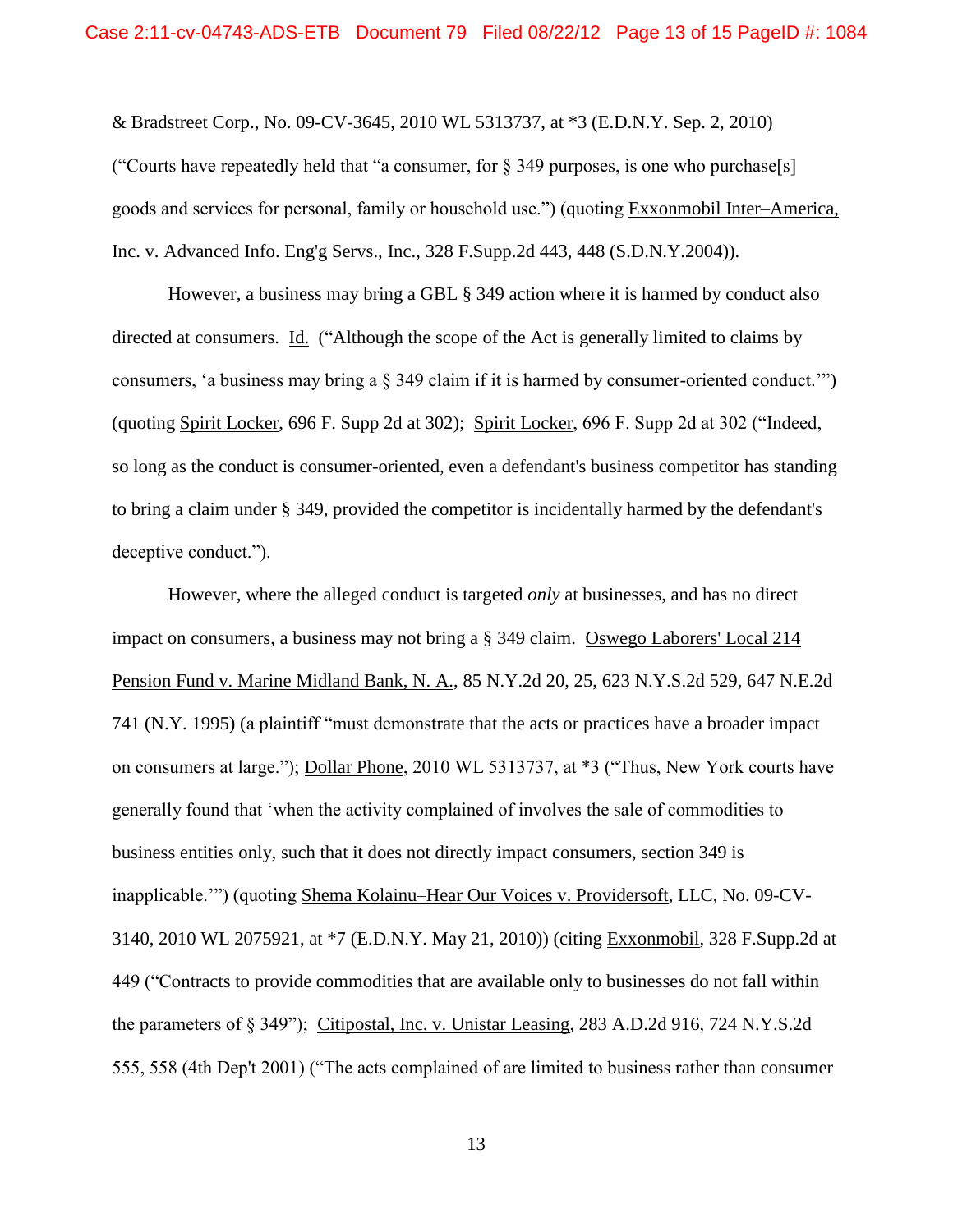& Bradstreet Corp., No. 09-CV-3645, 2010 WL 5313737, at *3 (E.D.N.Y. Sep. 2, 2010) ("Courts have repeatedly held that "a consumer, for § 349 purposes, is one who purchase[s] goods and services for personal, family or household use.") (quoting Exxonmobil Inter–America, Inc. v. Advanced Info. Eng'g Servs., Inc., 328 F.Supp.2d 443, 448 (S.D.N.Y.2004)).

However, a business may bring a GBL § 349 action where it is harmed by conduct also directed at consumers. Id. ("Although the scope of the Act is generally limited to claims by consumers, 'a business may bring a § 349 claim if it is harmed by consumer-oriented conduct.'") (quoting Spirit Locker, 696 F. Supp 2d at 302); Spirit Locker, 696 F. Supp 2d at 302 ("Indeed, so long as the conduct is consumer-oriented, even a defendant's business competitor has standing to bring a claim under § 349, provided the competitor is incidentally harmed by the defendant's deceptive conduct.").

However, where the alleged conduct is targeted *only* at businesses, and has no direct impact on consumers, a business may not bring a § 349 claim. Oswego Laborers' Local 214 Pension Fund v. Marine Midland Bank, N. A., 85 N.Y.2d 20, 25, 623 N.Y.S.2d 529, 647 N.E.2d 741 (N.Y. 1995) (a plaintiff "must demonstrate that the acts or practices have a broader impact on consumers at large."); Dollar Phone, 2010 WL 5313737, at *3 ("Thus, New York courts have generally found that 'when the activity complained of involves the sale of commodities to business entities only, such that it does not directly impact consumers, section 349 is inapplicable.'") (quoting Shema Kolainu–Hear Our Voices v. Providersoft, LLC, No. 09-CV-3140, 2010 WL 2075921, at *7 (E.D.N.Y. May 21, 2010)) (citing Exxonmobil, 328 F.Supp.2d at 449 ("Contracts to provide commodities that are available only to businesses do not fall within the parameters of § 349"); Citipostal, Inc. v. Unistar Leasing, 283 A.D.2d 916, 724 N.Y.S.2d 555, 558 (4th Dep't 2001) ("The acts complained of are limited to business rather than consumer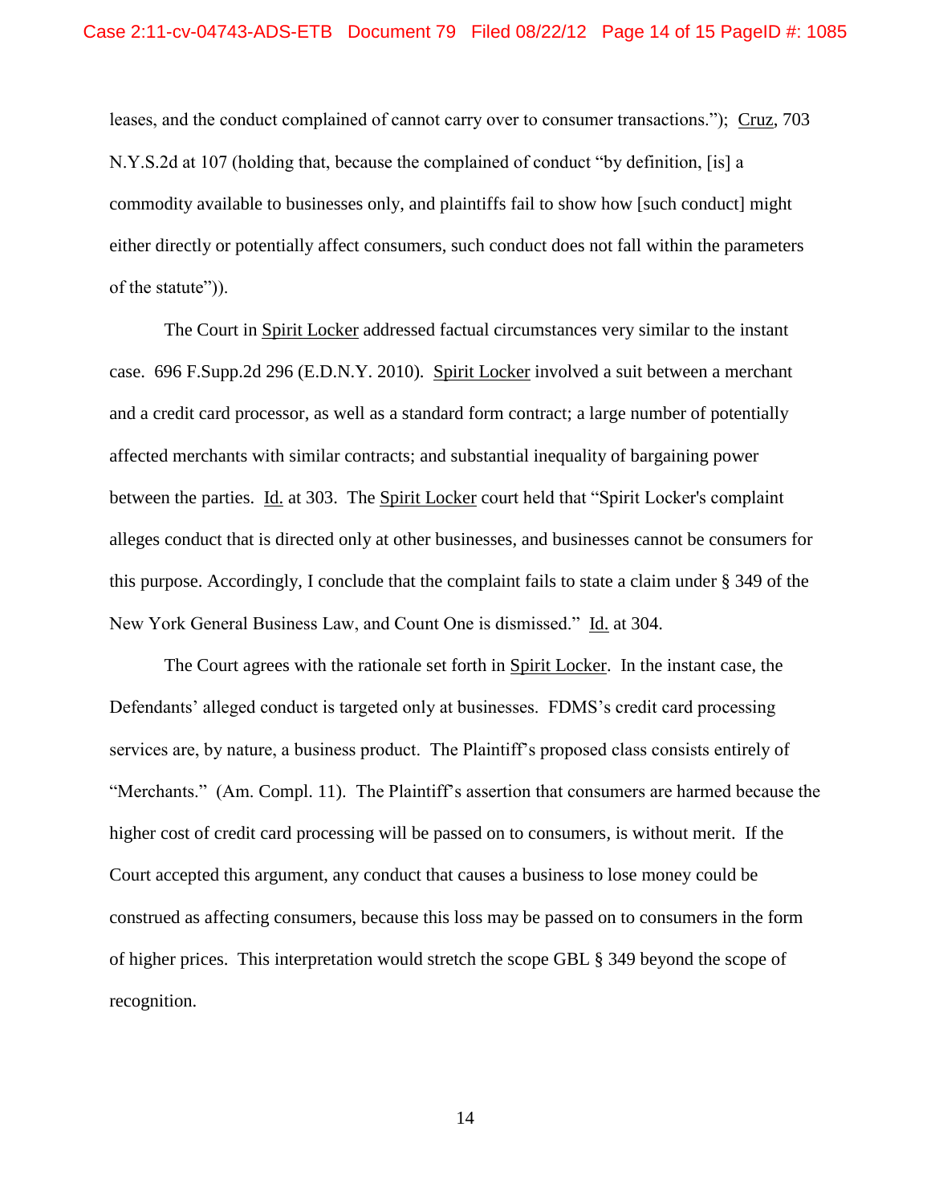leases, and the conduct complained of cannot carry over to consumer transactions."); Cruz, 703 N.Y.S.2d at 107 (holding that, because the complained of conduct "by definition, [is] a commodity available to businesses only, and plaintiffs fail to show how [such conduct] might either directly or potentially affect consumers, such conduct does not fall within the parameters of the statute")).

The Court in Spirit Locker addressed factual circumstances very similar to the instant case. 696 F.Supp.2d 296 (E.D.N.Y. 2010). Spirit Locker involved a suit between a merchant and a credit card processor, as well as a standard form contract; a large number of potentially affected merchants with similar contracts; and substantial inequality of bargaining power between the parties. Id. at 303. The Spirit Locker court held that "Spirit Locker's complaint alleges conduct that is directed only at other businesses, and businesses cannot be consumers for this purpose. Accordingly, I conclude that the complaint fails to state a claim under § 349 of the New York General Business Law, and Count One is dismissed." Id. at 304.

The Court agrees with the rationale set forth in Spirit Locker. In the instant case, the Defendants' alleged conduct is targeted only at businesses. FDMS's credit card processing services are, by nature, a business product. The Plaintiff's proposed class consists entirely of "Merchants." (Am. Compl. 11). The Plaintiff's assertion that consumers are harmed because the higher cost of credit card processing will be passed on to consumers, is without merit. If the Court accepted this argument, any conduct that causes a business to lose money could be construed as affecting consumers, because this loss may be passed on to consumers in the form of higher prices. This interpretation would stretch the scope GBL § 349 beyond the scope of recognition.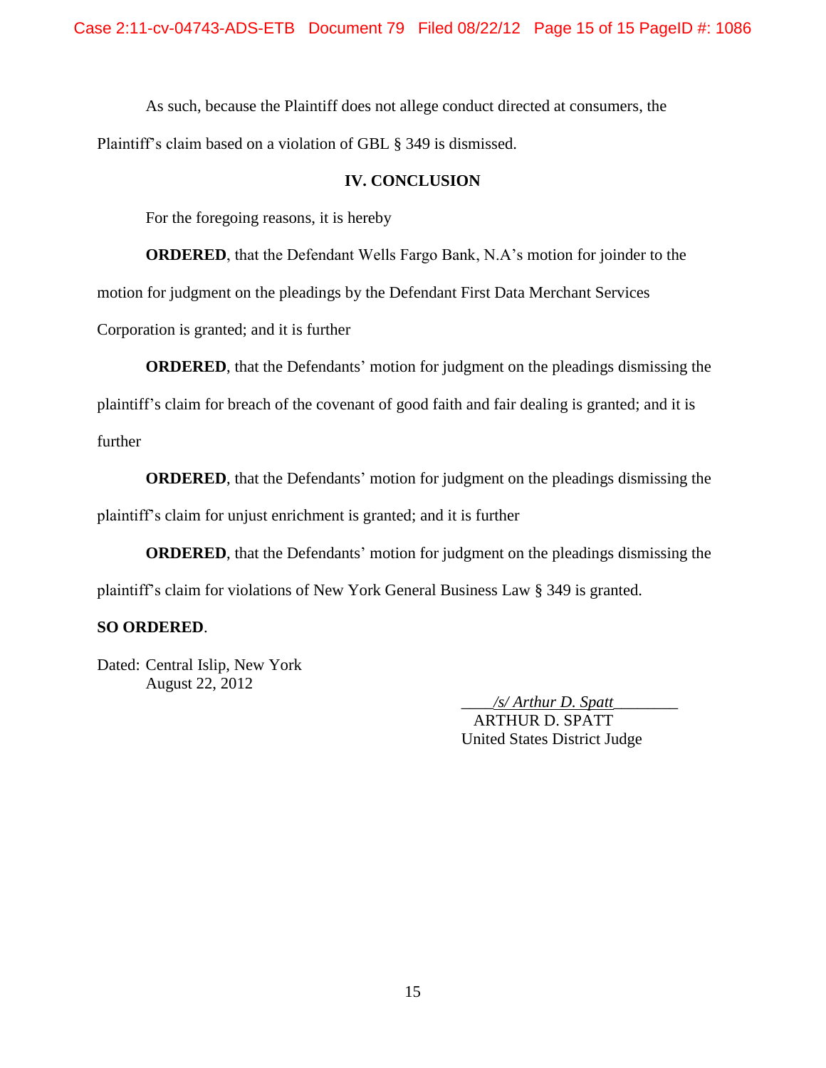As such, because the Plaintiff does not allege conduct directed at consumers, the Plaintiff's claim based on a violation of GBL § 349 is dismissed.

## IV. CONCLUSION

For the foregoing reasons, it is hereby

**ORDERED**, that the Defendant Wells Fargo Bank, N.A's motion for joinder to the motion for judgment on the pleadings by the Defendant First Data Merchant Services Corporation is granted; and it is further

**ORDERED**, that the Defendants' motion for judgment on the pleadings dismissing the plaintiff's claim for breach of the covenant of good faith and fair dealing is granted; and it is further

**ORDERED**, that the Defendants' motion for judgment on the pleadings dismissing the plaintiff's claim for unjust enrichment is granted; and it is further

**ORDERED**, that the Defendants' motion for judgment on the pleadings dismissing the plaintiff's claim for violations of New York General Business Law § 349 is granted.

**SO ORDERED**.

Dated: Central Islip, New York
August 22, 2012

*/s/ Arthur D. Spatt*
ARTHUR D. SPATT
United States District Judge